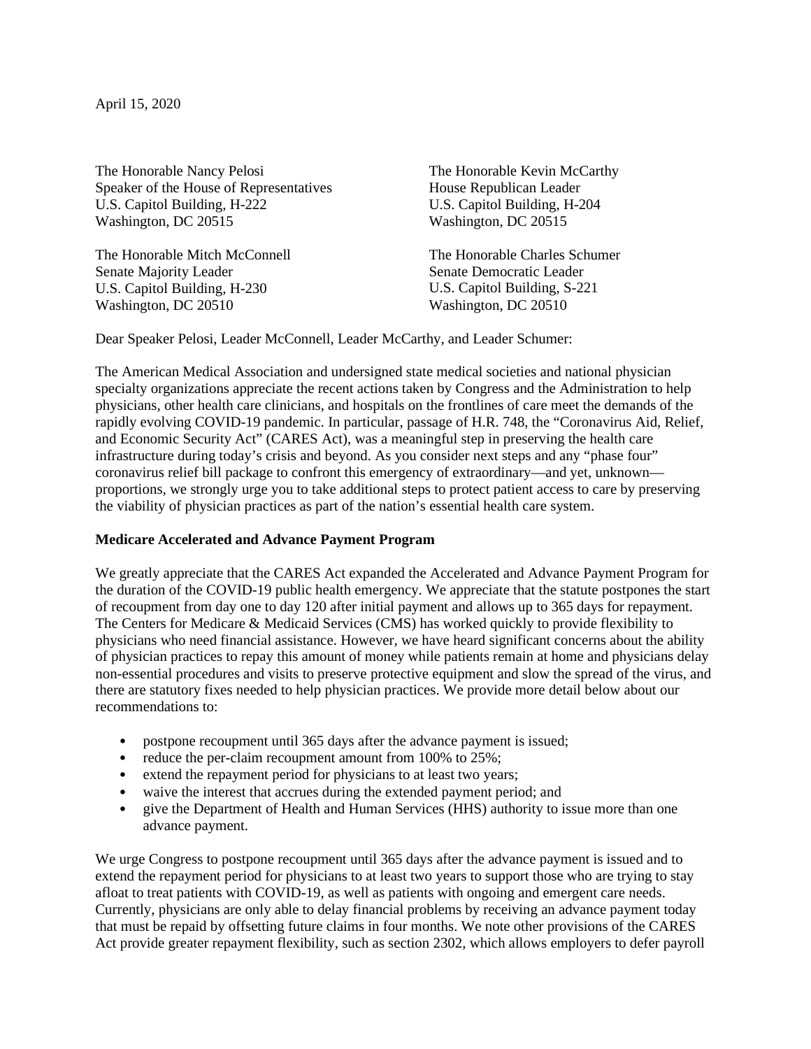April 15, 2020

The Honorable Nancy Pelosi
Speaker of the House of Representatives
U.S. Capitol Building, H-222
Washington, DC 20515

The Honorable Kevin McCarthy
House Republican Leader
U.S. Capitol Building, H-204
Washington, DC 20515

The Honorable Mitch McConnell
Senate Majority Leader
U.S. Capitol Building, H-230
Washington, DC 20510

The Honorable Charles Schumer
Senate Democratic Leader
U.S. Capitol Building, S-221
Washington, DC 20510

Dear Speaker Pelosi, Leader McConnell, Leader McCarthy, and Leader Schumer:

The American Medical Association and undersigned state medical societies and national physician specialty organizations appreciate the recent actions taken by Congress and the Administration to help physicians, other health care clinicians, and hospitals on the frontlines of care meet the demands of the rapidly evolving COVID-19 pandemic. In particular, passage of H.R. 748, the "Coronavirus Aid, Relief, and Economic Security Act" (CARES Act), was a meaningful step in preserving the health care infrastructure during today's crisis and beyond. As you consider next steps and any "phase four" coronavirus relief bill package to confront this emergency of extraordinary—and yet, unknown—proportions, we strongly urge you to take additional steps to protect patient access to care by preserving the viability of physician practices as part of the nation's essential health care system.

**Medicare Accelerated and Advance Payment Program**

We greatly appreciate that the CARES Act expanded the Accelerated and Advance Payment Program for the duration of the COVID-19 public health emergency. We appreciate that the statute postpones the start of recoupment from day one to day 120 after initial payment and allows up to 365 days for repayment. The Centers for Medicare & Medicaid Services (CMS) has worked quickly to provide flexibility to physicians who need financial assistance. However, we have heard significant concerns about the ability of physician practices to repay this amount of money while patients remain at home and physicians delay non-essential procedures and visits to preserve protective equipment and slow the spread of the virus, and there are statutory fixes needed to help physician practices. We provide more detail below about our recommendations to:

- postpone recoupment until 365 days after the advance payment is issued;
- reduce the per-claim recoupment amount from 100% to 25%;
- extend the repayment period for physicians to at least two years;
- waive the interest that accrues during the extended payment period; and
- give the Department of Health and Human Services (HHS) authority to issue more than one advance payment.

We urge Congress to postpone recoupment until 365 days after the advance payment is issued and to extend the repayment period for physicians to at least two years to support those who are trying to stay afloat to treat patients with COVID-19, as well as patients with ongoing and emergent care needs. Currently, physicians are only able to delay financial problems by receiving an advance payment today that must be repaid by offsetting future claims in four months. We note other provisions of the CARES Act provide greater repayment flexibility, such as section 2302, which allows employers to defer payroll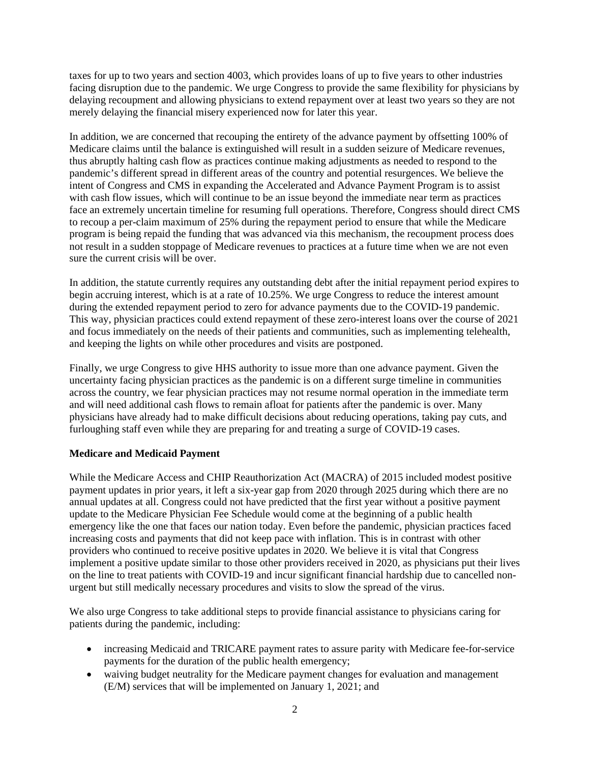taxes for up to two years and section 4003, which provides loans of up to five years to other industries facing disruption due to the pandemic. We urge Congress to provide the same flexibility for physicians by delaying recoupment and allowing physicians to extend repayment over at least two years so they are not merely delaying the financial misery experienced now for later this year.

In addition, we are concerned that recouping the entirety of the advance payment by offsetting 100% of Medicare claims until the balance is extinguished will result in a sudden seizure of Medicare revenues, thus abruptly halting cash flow as practices continue making adjustments as needed to respond to the pandemic's different spread in different areas of the country and potential resurgences. We believe the intent of Congress and CMS in expanding the Accelerated and Advance Payment Program is to assist with cash flow issues, which will continue to be an issue beyond the immediate near term as practices face an extremely uncertain timeline for resuming full operations. Therefore, Congress should direct CMS to recoup a per-claim maximum of 25% during the repayment period to ensure that while the Medicare program is being repaid the funding that was advanced via this mechanism, the recoupment process does not result in a sudden stoppage of Medicare revenues to practices at a future time when we are not even sure the current crisis will be over.

In addition, the statute currently requires any outstanding debt after the initial repayment period expires to begin accruing interest, which is at a rate of 10.25%. We urge Congress to reduce the interest amount during the extended repayment period to zero for advance payments due to the COVID-19 pandemic. This way, physician practices could extend repayment of these zero-interest loans over the course of 2021 and focus immediately on the needs of their patients and communities, such as implementing telehealth, and keeping the lights on while other procedures and visits are postponed.

Finally, we urge Congress to give HHS authority to issue more than one advance payment. Given the uncertainty facing physician practices as the pandemic is on a different surge timeline in communities across the country, we fear physician practices may not resume normal operation in the immediate term and will need additional cash flows to remain afloat for patients after the pandemic is over. Many physicians have already had to make difficult decisions about reducing operations, taking pay cuts, and furloughing staff even while they are preparing for and treating a surge of COVID-19 cases.

**Medicare and Medicaid Payment**

While the Medicare Access and CHIP Reauthorization Act (MACRA) of 2015 included modest positive payment updates in prior years, it left a six-year gap from 2020 through 2025 during which there are no annual updates at all. Congress could not have predicted that the first year without a positive payment update to the Medicare Physician Fee Schedule would come at the beginning of a public health emergency like the one that faces our nation today. Even before the pandemic, physician practices faced increasing costs and payments that did not keep pace with inflation. This is in contrast with other providers who continued to receive positive updates in 2020. We believe it is vital that Congress implement a positive update similar to those other providers received in 2020, as physicians put their lives on the line to treat patients with COVID-19 and incur significant financial hardship due to cancelled non-urgent but still medically necessary procedures and visits to slow the spread of the virus.

We also urge Congress to take additional steps to provide financial assistance to physicians caring for patients during the pandemic, including:

- increasing Medicaid and TRICARE payment rates to assure parity with Medicare fee-for-service payments for the duration of the public health emergency;
- waiving budget neutrality for the Medicare payment changes for evaluation and management (E/M) services that will be implemented on January 1, 2021; and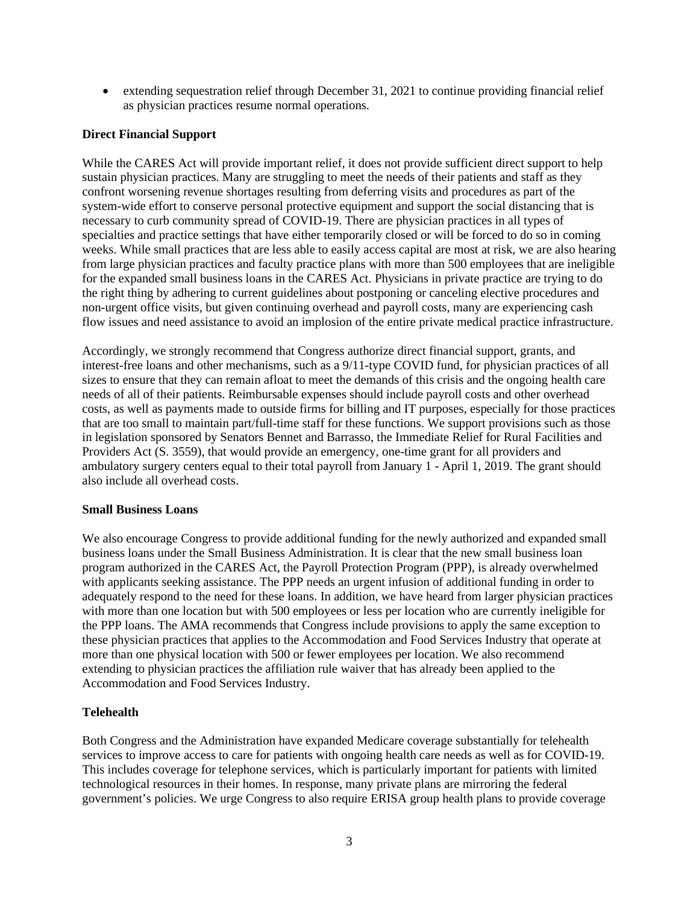- extending sequestration relief through December 31, 2021 to continue providing financial relief as physician practices resume normal operations.

**Direct Financial Support**

While the CARES Act will provide important relief, it does not provide sufficient direct support to help sustain physician practices. Many are struggling to meet the needs of their patients and staff as they confront worsening revenue shortages resulting from deferring visits and procedures as part of the system-wide effort to conserve personal protective equipment and support the social distancing that is necessary to curb community spread of COVID-19. There are physician practices in all types of specialties and practice settings that have either temporarily closed or will be forced to do so in coming weeks. While small practices that are less able to easily access capital are most at risk, we are also hearing from large physician practices and faculty practice plans with more than 500 employees that are ineligible for the expanded small business loans in the CARES Act. Physicians in private practice are trying to do the right thing by adhering to current guidelines about postponing or canceling elective procedures and non-urgent office visits, but given continuing overhead and payroll costs, many are experiencing cash flow issues and need assistance to avoid an implosion of the entire private medical practice infrastructure.

Accordingly, we strongly recommend that Congress authorize direct financial support, grants, and interest-free loans and other mechanisms, such as a 9/11-type COVID fund, for physician practices of all sizes to ensure that they can remain afloat to meet the demands of this crisis and the ongoing health care needs of all of their patients. Reimbursable expenses should include payroll costs and other overhead costs, as well as payments made to outside firms for billing and IT purposes, especially for those practices that are too small to maintain part/full-time staff for these functions. We support provisions such as those in legislation sponsored by Senators Bennet and Barrasso, the Immediate Relief for Rural Facilities and Providers Act (S. 3559), that would provide an emergency, one-time grant for all providers and ambulatory surgery centers equal to their total payroll from January 1 - April 1, 2019. The grant should also include all overhead costs.

**Small Business Loans**

We also encourage Congress to provide additional funding for the newly authorized and expanded small business loans under the Small Business Administration. It is clear that the new small business loan program authorized in the CARES Act, the Payroll Protection Program (PPP), is already overwhelmed with applicants seeking assistance. The PPP needs an urgent infusion of additional funding in order to adequately respond to the need for these loans. In addition, we have heard from larger physician practices with more than one location but with 500 employees or less per location who are currently ineligible for the PPP loans. The AMA recommends that Congress include provisions to apply the same exception to these physician practices that applies to the Accommodation and Food Services Industry that operate at more than one physical location with 500 or fewer employees per location. We also recommend extending to physician practices the affiliation rule waiver that has already been applied to the Accommodation and Food Services Industry.

**Telehealth**

Both Congress and the Administration have expanded Medicare coverage substantially for telehealth services to improve access to care for patients with ongoing health care needs as well as for COVID-19. This includes coverage for telephone services, which is particularly important for patients with limited technological resources in their homes. In response, many private plans are mirroring the federal government's policies. We urge Congress to also require ERISA group health plans to provide coverage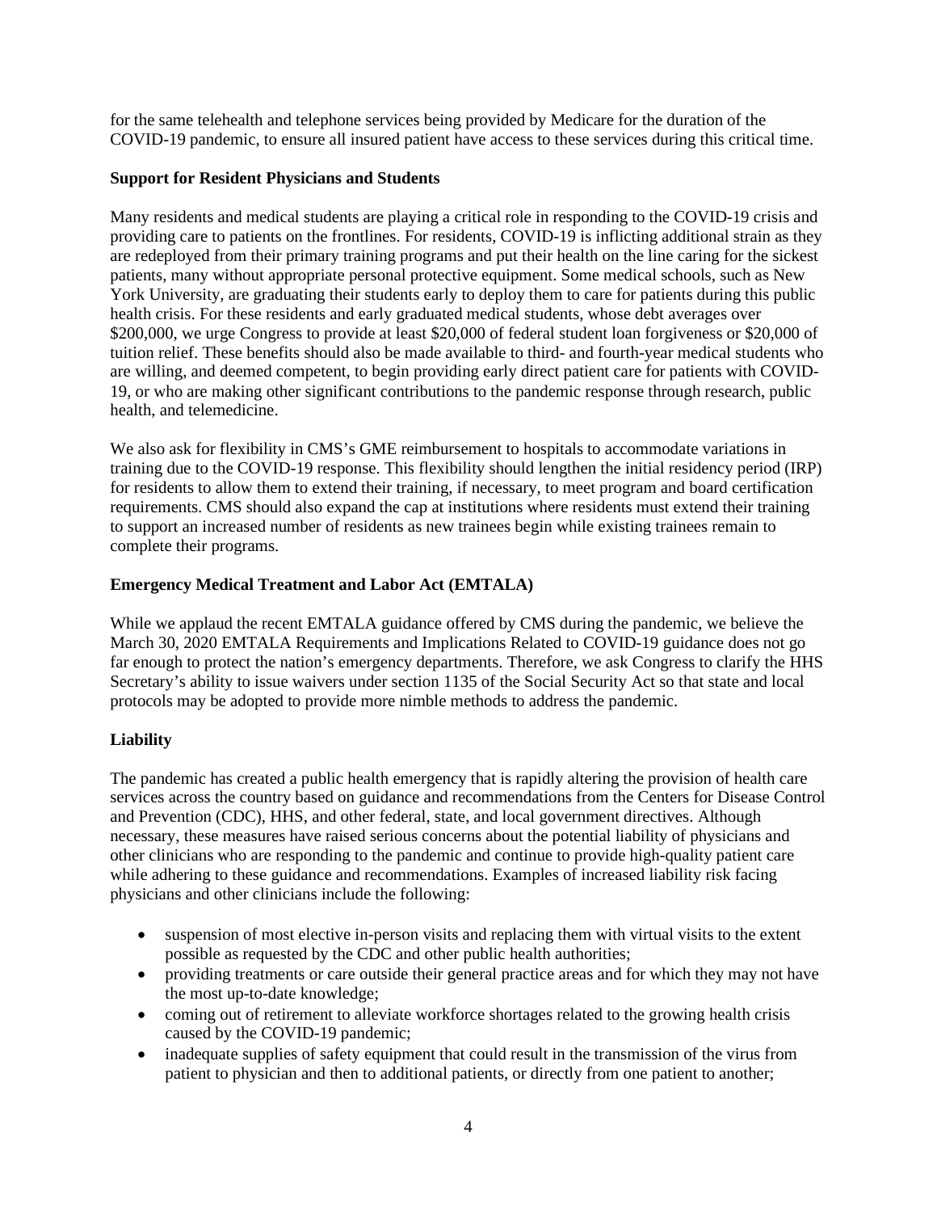for the same telehealth and telephone services being provided by Medicare for the duration of the COVID-19 pandemic, to ensure all insured patient have access to these services during this critical time.

**Support for Resident Physicians and Students**

Many residents and medical students are playing a critical role in responding to the COVID-19 crisis and providing care to patients on the frontlines. For residents, COVID-19 is inflicting additional strain as they are redeployed from their primary training programs and put their health on the line caring for the sickest patients, many without appropriate personal protective equipment. Some medical schools, such as New York University, are graduating their students early to deploy them to care for patients during this public health crisis. For these residents and early graduated medical students, whose debt averages over $200,000, we urge Congress to provide at least $20,000 of federal student loan forgiveness or $20,000 of tuition relief. These benefits should also be made available to third- and fourth-year medical students who are willing, and deemed competent, to begin providing early direct patient care for patients with COVID-19, or who are making other significant contributions to the pandemic response through research, public health, and telemedicine.

We also ask for flexibility in CMS's GME reimbursement to hospitals to accommodate variations in training due to the COVID-19 response. This flexibility should lengthen the initial residency period (IRP) for residents to allow them to extend their training, if necessary, to meet program and board certification requirements. CMS should also expand the cap at institutions where residents must extend their training to support an increased number of residents as new trainees begin while existing trainees remain to complete their programs.

**Emergency Medical Treatment and Labor Act (EMTALA)**

While we applaud the recent EMTALA guidance offered by CMS during the pandemic, we believe the March 30, 2020 EMTALA Requirements and Implications Related to COVID-19 guidance does not go far enough to protect the nation's emergency departments. Therefore, we ask Congress to clarify the HHS Secretary's ability to issue waivers under section 1135 of the Social Security Act so that state and local protocols may be adopted to provide more nimble methods to address the pandemic.

**Liability**

The pandemic has created a public health emergency that is rapidly altering the provision of health care services across the country based on guidance and recommendations from the Centers for Disease Control and Prevention (CDC), HHS, and other federal, state, and local government directives. Although necessary, these measures have raised serious concerns about the potential liability of physicians and other clinicians who are responding to the pandemic and continue to provide high-quality patient care while adhering to these guidance and recommendations. Examples of increased liability risk facing physicians and other clinicians include the following:

- suspension of most elective in-person visits and replacing them with virtual visits to the extent possible as requested by the CDC and other public health authorities;
- providing treatments or care outside their general practice areas and for which they may not have the most up-to-date knowledge;
- coming out of retirement to alleviate workforce shortages related to the growing health crisis caused by the COVID-19 pandemic;
- inadequate supplies of safety equipment that could result in the transmission of the virus from patient to physician and then to additional patients, or directly from one patient to another;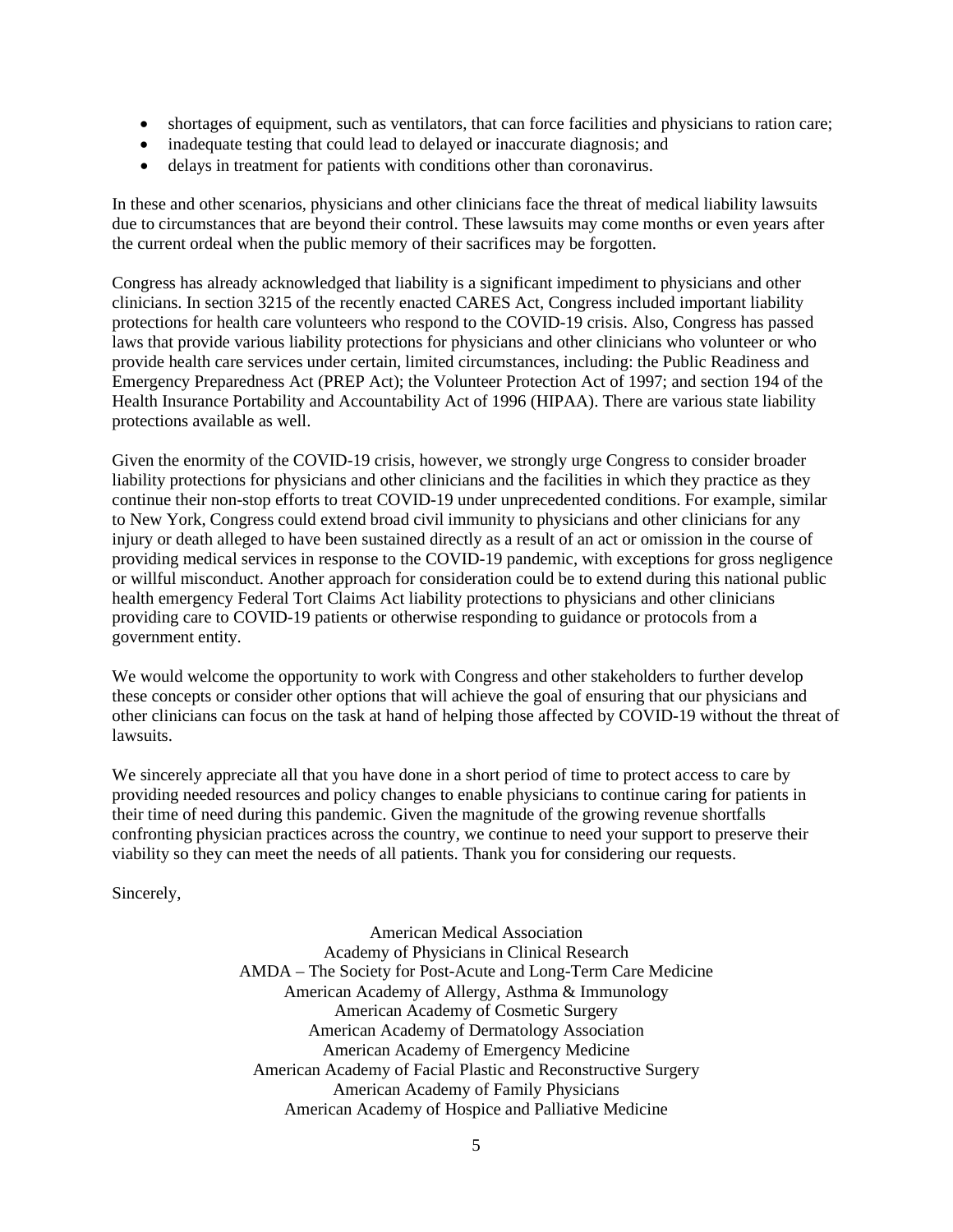- shortages of equipment, such as ventilators, that can force facilities and physicians to ration care;
- inadequate testing that could lead to delayed or inaccurate diagnosis; and
- delays in treatment for patients with conditions other than coronavirus.

In these and other scenarios, physicians and other clinicians face the threat of medical liability lawsuits due to circumstances that are beyond their control. These lawsuits may come months or even years after the current ordeal when the public memory of their sacrifices may be forgotten.

Congress has already acknowledged that liability is a significant impediment to physicians and other clinicians. In section 3215 of the recently enacted CARES Act, Congress included important liability protections for health care volunteers who respond to the COVID-19 crisis. Also, Congress has passed laws that provide various liability protections for physicians and other clinicians who volunteer or who provide health care services under certain, limited circumstances, including: the Public Readiness and Emergency Preparedness Act (PREP Act); the Volunteer Protection Act of 1997; and section 194 of the Health Insurance Portability and Accountability Act of 1996 (HIPAA). There are various state liability protections available as well.

Given the enormity of the COVID-19 crisis, however, we strongly urge Congress to consider broader liability protections for physicians and other clinicians and the facilities in which they practice as they continue their non-stop efforts to treat COVID-19 under unprecedented conditions. For example, similar to New York, Congress could extend broad civil immunity to physicians and other clinicians for any injury or death alleged to have been sustained directly as a result of an act or omission in the course of providing medical services in response to the COVID-19 pandemic, with exceptions for gross negligence or willful misconduct. Another approach for consideration could be to extend during this national public health emergency Federal Tort Claims Act liability protections to physicians and other clinicians providing care to COVID-19 patients or otherwise responding to guidance or protocols from a government entity.

We would welcome the opportunity to work with Congress and other stakeholders to further develop these concepts or consider other options that will achieve the goal of ensuring that our physicians and other clinicians can focus on the task at hand of helping those affected by COVID-19 without the threat of lawsuits.

We sincerely appreciate all that you have done in a short period of time to protect access to care by providing needed resources and policy changes to enable physicians to continue caring for patients in their time of need during this pandemic. Given the magnitude of the growing revenue shortfalls confronting physician practices across the country, we continue to need your support to preserve their viability so they can meet the needs of all patients. Thank you for considering our requests.

Sincerely,

American Medical Association
Academy of Physicians in Clinical Research
AMDA – The Society for Post-Acute and Long-Term Care Medicine
American Academy of Allergy, Asthma & Immunology
American Academy of Cosmetic Surgery
American Academy of Dermatology Association
American Academy of Emergency Medicine
American Academy of Facial Plastic and Reconstructive Surgery
American Academy of Family Physicians
American Academy of Hospice and Palliative Medicine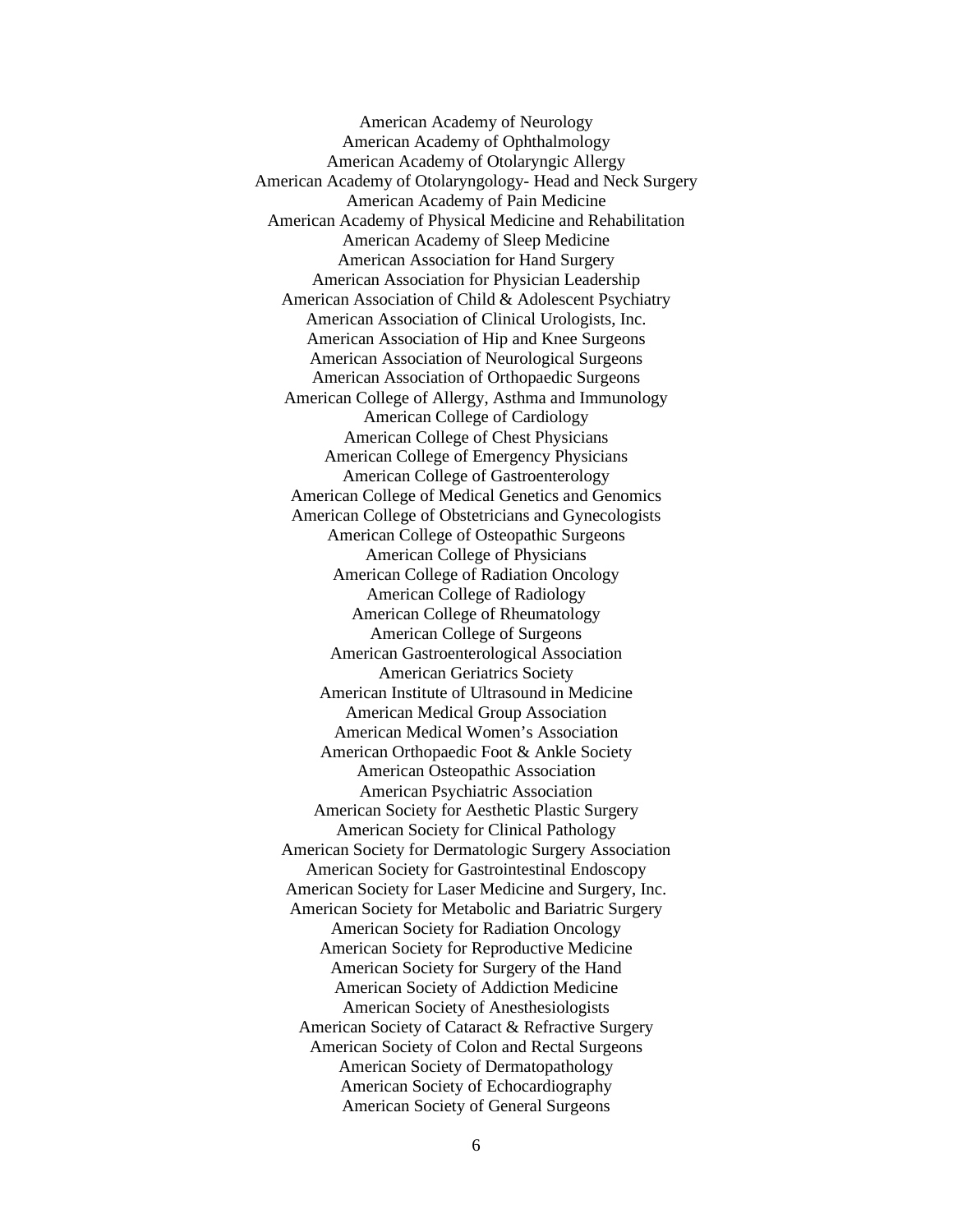American Academy of Neurology  
American Academy of Ophthalmology  
American Academy of Otolaryngic Allergy  
American Academy of Otolaryngology- Head and Neck Surgery  
American Academy of Pain Medicine  
American Academy of Physical Medicine and Rehabilitation  
American Academy of Sleep Medicine  
American Association for Hand Surgery  
American Association for Physician Leadership  
American Association of Child & Adolescent Psychiatry  
American Association of Clinical Urologists, Inc.  
American Association of Hip and Knee Surgeons  
American Association of Neurological Surgeons  
American Association of Orthopaedic Surgeons  
American College of Allergy, Asthma and Immunology  
American College of Cardiology  
American College of Chest Physicians  
American College of Emergency Physicians  
American College of Gastroenterology  
American College of Medical Genetics and Genomics  
American College of Obstetricians and Gynecologists  
American College of Osteopathic Surgeons  
American College of Physicians  
American College of Radiation Oncology  
American College of Radiology  
American College of Rheumatology  
American College of Surgeons  
American Gastroenterological Association  
American Geriatrics Society  
American Institute of Ultrasound in Medicine  
American Medical Group Association  
American Medical Women's Association  
American Orthopaedic Foot & Ankle Society  
American Osteopathic Association  
American Psychiatric Association  
American Society for Aesthetic Plastic Surgery  
American Society for Clinical Pathology  
American Society for Dermatologic Surgery Association  
American Society for Gastrointestinal Endoscopy  
American Society for Laser Medicine and Surgery, Inc.  
American Society for Metabolic and Bariatric Surgery  
American Society for Radiation Oncology  
American Society for Reproductive Medicine  
American Society for Surgery of the Hand  
American Society of Addiction Medicine  
American Society of Anesthesiologists  
American Society of Cataract & Refractive Surgery  
American Society of Colon and Rectal Surgeons  
American Society of Dermatopathology  
American Society of Echocardiography  
American Society of General Surgeons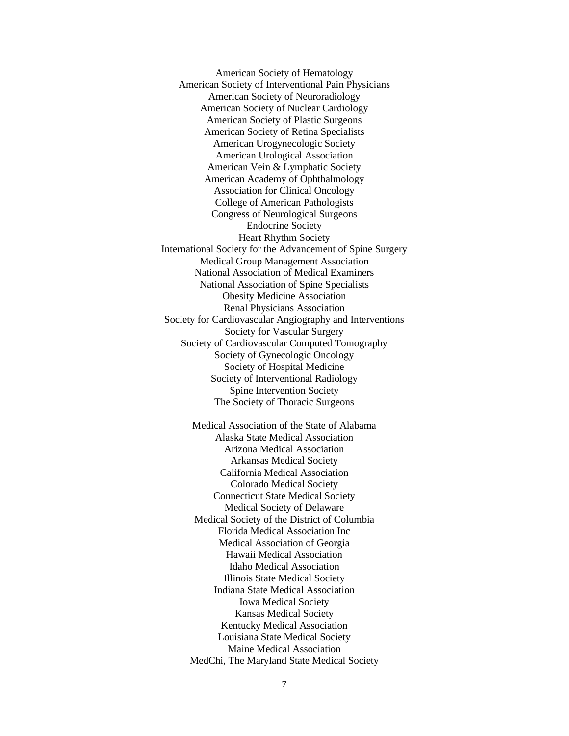American Society of Hematology
American Society of Interventional Pain Physicians
American Society of Neuroradiology
American Society of Nuclear Cardiology
American Society of Plastic Surgeons
American Society of Retina Specialists
American Urogynecologic Society
American Urological Association
American Vein & Lymphatic Society
American Academy of Ophthalmology
Association for Clinical Oncology
College of American Pathologists
Congress of Neurological Surgeons
Endocrine Society
Heart Rhythm Society
International Society for the Advancement of Spine Surgery
Medical Group Management Association
National Association of Medical Examiners
National Association of Spine Specialists
Obesity Medicine Association
Renal Physicians Association
Society for Cardiovascular Angiography and Interventions
Society for Vascular Surgery
Society of Cardiovascular Computed Tomography
Society of Gynecologic Oncology
Society of Hospital Medicine
Society of Interventional Radiology
Spine Intervention Society
The Society of Thoracic Surgeons

Medical Association of the State of Alabama
Alaska State Medical Association
Arizona Medical Association
Arkansas Medical Society
California Medical Association
Colorado Medical Society
Connecticut State Medical Society
Medical Society of Delaware
Medical Society of the District of Columbia
Florida Medical Association Inc
Medical Association of Georgia
Hawaii Medical Association
Idaho Medical Association
Illinois State Medical Society
Indiana State Medical Association
Iowa Medical Society
Kansas Medical Society
Kentucky Medical Association
Louisiana State Medical Society
Maine Medical Association
MedChi, The Maryland State Medical Society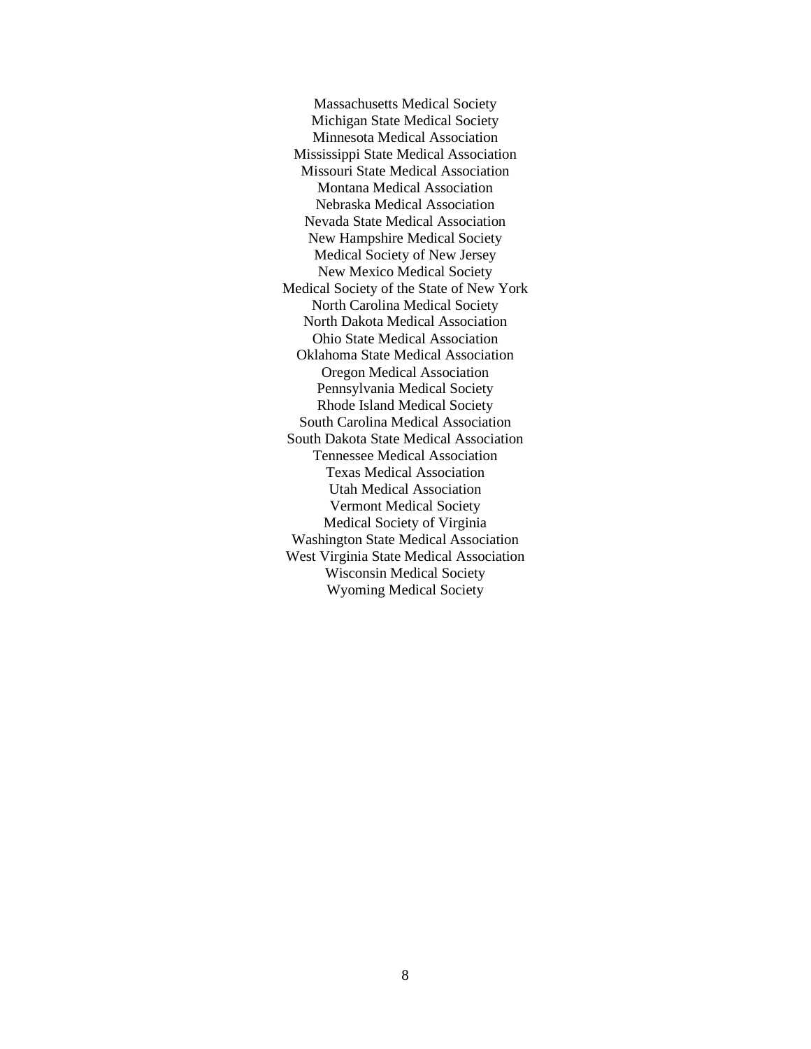Massachusetts Medical Society
Michigan State Medical Society
Minnesota Medical Association
Mississippi State Medical Association
Missouri State Medical Association
Montana Medical Association
Nebraska Medical Association
Nevada State Medical Association
New Hampshire Medical Society
Medical Society of New Jersey
New Mexico Medical Society
Medical Society of the State of New York
North Carolina Medical Society
North Dakota Medical Association
Ohio State Medical Association
Oklahoma State Medical Association
Oregon Medical Association
Pennsylvania Medical Society
Rhode Island Medical Society
South Carolina Medical Association
South Dakota State Medical Association
Tennessee Medical Association
Texas Medical Association
Utah Medical Association
Vermont Medical Society
Medical Society of Virginia
Washington State Medical Association
West Virginia State Medical Association
Wisconsin Medical Society
Wyoming Medical Society